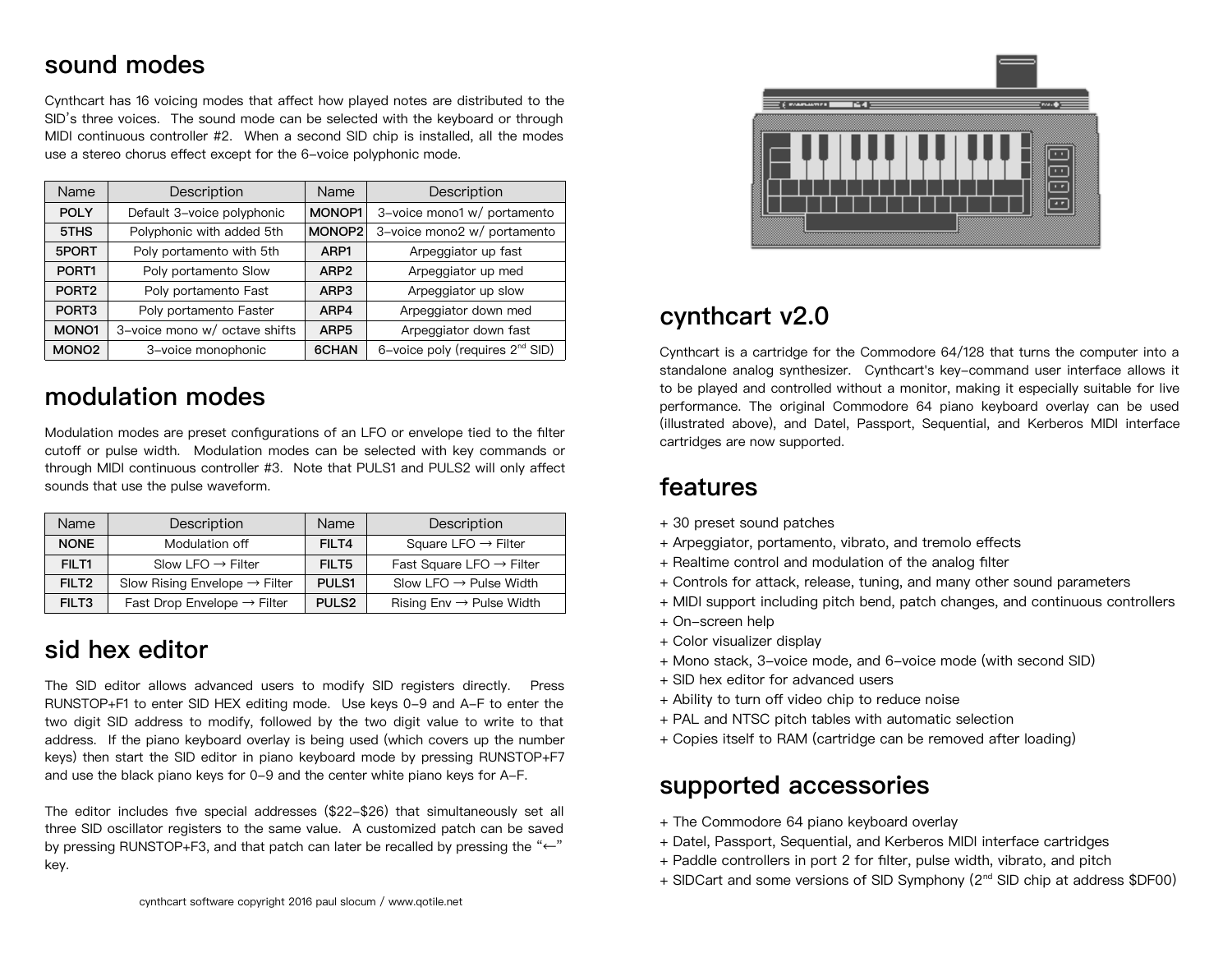## sound modes

Cynthcart has 16 voicing modes that affect how played notes are distributed to the SID's three voices. The sound mode can be selected with the keyboard or through MIDI continuous controller #2. When a second SID chip is installed, all the modes use a stereo chorus effect except for the 6–voice polyphonic mode.

| Name | Description | Name | Description |
|---|---|---|---|
| **POLY** | Default 3–voice polyphonic | **MONOP1** | 3–voice mono1 w/ portamento |
| **5THS** | Polyphonic with added 5th | **MONOP2** | 3–voice mono2 w/ portamento |
| **5PORT** | Poly portamento with 5th | **ARP1** | Arpeggiator up fast |
| **PORT1** | Poly portamento Slow | **ARP2** | Arpeggiator up med |
| **PORT2** | Poly portamento Fast | **ARP3** | Arpeggiator up slow |
| **PORT3** | Poly portamento Faster | **ARP4** | Arpeggiator down med |
| **MONO1** | 3–voice mono w/ octave shifts | **ARP5** | Arpeggiator down fast |
| **MONO2** | 3–voice monophonic | **6CHAN** | 6–voice poly (requires 2nd SID) |

## modulation modes

Modulation modes are preset configurations of an LFO or envelope tied to the filter cutoff or pulse width. Modulation modes can be selected with key commands or through MIDI continuous controller #3. Note that PULS1 and PULS2 will only affect sounds that use the pulse waveform.

| Name | Description | Name | Description |
|---|---|---|---|
| **NONE** | Modulation off | **FILT4** | Square LFO → Filter |
| **FILT1** | Slow LFO → Filter | **FILT5** | Fast Square LFO → Filter |
| **FILT2** | Slow Rising Envelope → Filter | **PULS1** | Slow LFO → Pulse Width |
| **FILT3** | Fast Drop Envelope → Filter | **PULS2** | Rising Env → Pulse Width |

## sid hex editor

The SID editor allows advanced users to modify SID registers directly. Press RUNSTOP+F1 to enter SID HEX editing mode. Use keys 0–9 and A–F to enter the two digit SID address to modify, followed by the two digit value to write to that address. If the piano keyboard overlay is being used (which covers up the number keys) then start the SID editor in piano keyboard mode by pressing RUNSTOP+F7 and use the black piano keys for 0–9 and the center white piano keys for A–F.

The editor includes five special addresses ($22–$26) that simultaneously set all three SID oscillator registers to the same value. A customized patch can be saved by pressing RUNSTOP+F3, and that patch can later be recalled by pressing the "←" key.

cynthcart software copyright 2016 paul slocum / www.qotile.net

## cynthcart v2.0

Cynthcart is a cartridge for the Commodore 64/128 that turns the computer into a standalone analog synthesizer. Cynthcart's key–command user interface allows it to be played and controlled without a monitor, making it especially suitable for live performance. The original Commodore 64 piano keyboard overlay can be used (illustrated above), and Datel, Passport, Sequential, and Kerberos MIDI interface cartridges are now supported.

## features

+ 30 preset sound patches
+ Arpeggiator, portamento, vibrato, and tremolo effects
+ Realtime control and modulation of the analog filter
+ Controls for attack, release, tuning, and many other sound parameters
+ MIDI support including pitch bend, patch changes, and continuous controllers
+ On–screen help
+ Color visualizer display
+ Mono stack, 3–voice mode, and 6–voice mode (with second SID)
+ SID hex editor for advanced users
+ Ability to turn off video chip to reduce noise
+ PAL and NTSC pitch tables with automatic selection
+ Copies itself to RAM (cartridge can be removed after loading)

## supported accessories

+ The Commodore 64 piano keyboard overlay
+ Datel, Passport, Sequential, and Kerberos MIDI interface cartridges
+ Paddle controllers in port 2 for filter, pulse width, vibrato, and pitch
+ SIDCart and some versions of SID Symphony (2nd SID chip at address $DF00)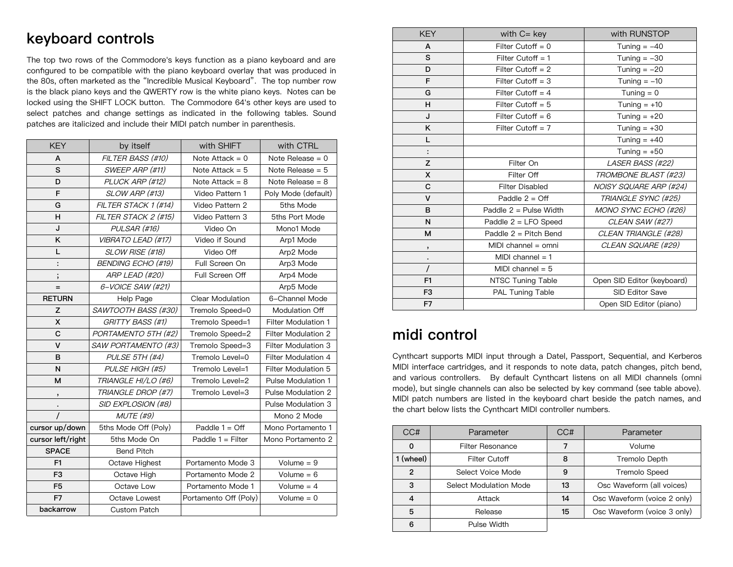## keyboard controls

The top two rows of the Commodore's keys function as a piano keyboard and are configured to be compatible with the piano keyboard overlay that was produced in the 80s, often marketed as the "Incredible Musical Keyboard". The top number row is the black piano keys and the QWERTY row is the white piano keys. Notes can be locked using the SHIFT LOCK button. The Commodore 64's other keys are used to select patches and change settings as indicated in the following tables. Sound patches are italicized and include their MIDI patch number in parenthesis.

| KEY | by itself | with SHIFT | with CTRL |
|---|---|---|---|
| **A** | *FILTER BASS (#10)* | Note Attack = 0 | Note Release = 0 |
| **S** | *SWEEP ARP (#11)* | Note Attack = 5 | Note Release = 5 |
| **D** | *PLUCK ARP (#12)* | Note Attack = 8 | Note Release = 8 |
| **F** | *SLOW ARP (#13)* | Video Pattern 1 | Poly Mode (default) |
| **G** | *FILTER STACK 1 (#14)* | Video Pattern 2 | 5ths Mode |
| **H** | *FILTER STACK 2 (#15)* | Video Pattern 3 | 5ths Port Mode |
| **J** | *PULSAR (#16)* | Video On | Mono1 Mode |
| **K** | *VIBRATO LEAD (#17)* | Video if Sound | Arp1 Mode |
| **L** | *SLOW RISE (#18)* | Video Off | Arp2 Mode |
| **:** | *BENDING ECHO (#19)* | Full Screen On | Arp3 Mode |
| **;** | *ARP LEAD (#20)* | Full Screen Off | Arp4 Mode |
| **=** | *6-VOICE SAW (#21)* | | Arp5 Mode |
| **RETURN** | Help Page | Clear Modulation | 6-Channel Mode |
| **Z** | *SAWTOOTH BASS (#30)* | Tremolo Speed=0 | Modulation Off |
| **X** | *GRITTY BASS (#1)* | Tremolo Speed=1 | Filter Modulation 1 |
| **C** | *PORTAMENTO 5TH (#2)* | Tremolo Speed=2 | Filter Modulation 2 |
| **V** | *SAW PORTAMENTO (#3)* | Tremolo Speed=3 | Filter Modulation 3 |
| **B** | *PULSE 5TH (#4)* | Tremolo Level=0 | Filter Modulation 4 |
| **N** | *PULSE HIGH (#5)* | Tremolo Level=1 | Filter Modulation 5 |
| **M** | *TRIANGLE HI/LO (#6)* | Tremolo Level=2 | Pulse Modulation 1 |
| **,** | *TRIANGLE DROP (#7)* | Tremolo Level=3 | Pulse Modulation 2 |
| **.** | *SID EXPLOSION (#8)* | | Pulse Modulation 3 |
| **/** | *MUTE (#9)* | | Mono 2 Mode |
| **cursor up/down** | 5ths Mode Off (Poly) | Paddle 1 = Off | Mono Portamento 1 |
| **cursor left/right** | 5ths Mode On | Paddle 1 = Filter | Mono Portamento 2 |
| **SPACE** | Bend Pitch | | |
| **F1** | Octave Highest | Portamento Mode 3 | Volume = 9 |
| **F3** | Octave High | Portamento Mode 2 | Volume = 6 |
| **F5** | Octave Low | Portamento Mode 1 | Volume = 4 |
| **F7** | Octave Lowest | Portamento Off (Poly) | Volume = 0 |
| **backarrow** | Custom Patch | | |

| KEY | with C= key | with RUNSTOP |
|---|---|---|
| **A** | Filter Cutoff = 0 | Tuning = −40 |
| **S** | Filter Cutoff = 1 | Tuning = −30 |
| **D** | Filter Cutoff = 2 | Tuning = −20 |
| **F** | Filter Cutoff = 3 | Tuning = −10 |
| **G** | Filter Cutoff = 4 | Tuning = 0 |
| **H** | Filter Cutoff = 5 | Tuning = +10 |
| **J** | Filter Cutoff = 6 | Tuning = +20 |
| **K** | Filter Cutoff = 7 | Tuning = +30 |
| **L** | | Tuning = +40 |
| **:** | | Tuning = +50 |
| **Z** | Filter On | *LASER BASS (#22)* |
| **X** | Filter Off | *TROMBONE BLAST (#23)* |
| **C** | Filter Disabled | *NOISY SQUARE ARP (#24)* |
| **V** | Paddle 2 = Off | *TRIANGLE SYNC (#25)* |
| **B** | Paddle 2 = Pulse Width | *MONO SYNC ECHO (#26)* |
| **N** | Paddle 2 = LFO Speed | *CLEAN SAW (#27)* |
| **M** | Paddle 2 = Pitch Bend | *CLEAN TRIANGLE (#28)* |
| **,** | MIDI channel = omni | *CLEAN SQUARE (#29)* |
| **.** | MIDI channel = 1 | |
| **/** | MIDI channel = 5 | |
| **F1** | NTSC Tuning Table | Open SID Editor (keyboard) |
| **F3** | PAL Tuning Table | SID Editor Save |
| **F7** | | Open SID Editor (piano) |

## midi control

Cynthcart supports MIDI input through a Datel, Passport, Sequential, and Kerberos MIDI interface cartridges, and it responds to note data, patch changes, pitch bend, and various controllers. By default Cynthcart listens on all MIDI channels (omni mode), but single channels can also be selected by key command (see table above). MIDI patch numbers are listed in the keyboard chart beside the patch names, and the chart below lists the Cynthcart MIDI controller numbers.

| CC# | Parameter | CC# | Parameter |
|---|---|---|---|
| **0** | Filter Resonance | **7** | Volume |
| **1 (wheel)** | Filter Cutoff | **8** | Tremolo Depth |
| **2** | Select Voice Mode | **9** | Tremolo Speed |
| **3** | Select Modulation Mode | **13** | Osc Waveform (all voices) |
| **4** | Attack | **14** | Osc Waveform (voice 2 only) |
| **5** | Release | **15** | Osc Waveform (voice 3 only) |
| **6** | Pulse Width | | |